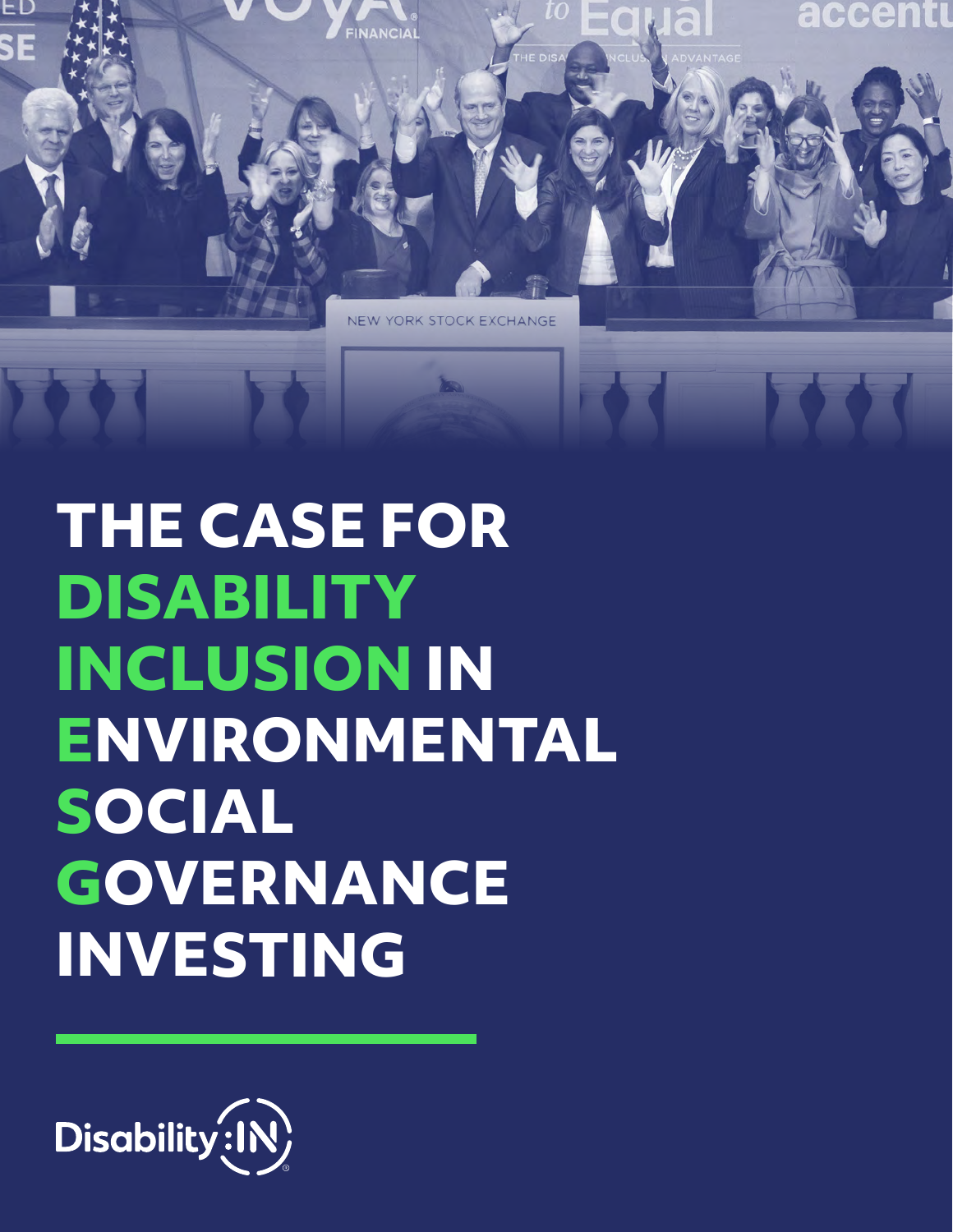# THE CASE FOR DISABILITY INCLUSION IN ENVIRONMENTAL SOCIAL GOVERNANCE INVESTING

Disability:IN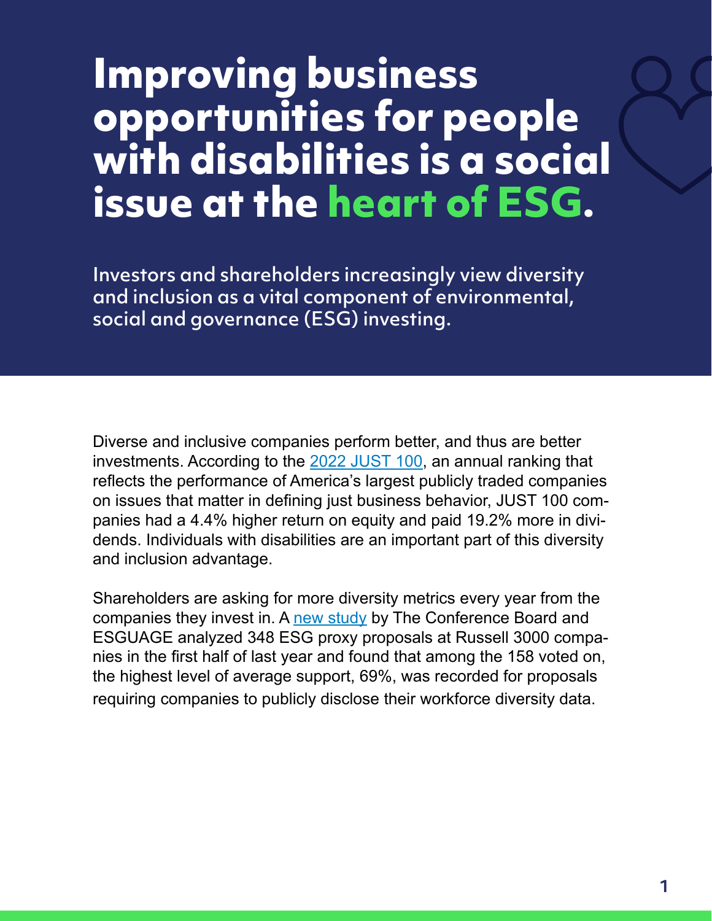# Improving business opportunities for people with disabilities is a social issue at the heart of ESG.

## Investors and shareholders increasingly view diversity and inclusion as a vital component of environmental, social and governance (ESG) investing.

Diverse and inclusive companies perform better, and thus are better investments. According to the 2022 JUST 100, an annual ranking that reflects the performance of America's largest publicly traded companies on issues that matter in defining just business behavior, JUST 100 companies had a 4.4% higher return on equity and paid 19.2% more in dividends. Individuals with disabilities are an important part of this diversity and inclusion advantage.

Shareholders are asking for more diversity metrics every year from the companies they invest in. A new study by The Conference Board and ESGUAGE analyzed 348 ESG proxy proposals at Russell 3000 companies in the first half of last year and found that among the 158 voted on, the highest level of average support, 69%, was recorded for proposals requiring companies to publicly disclose their workforce diversity data.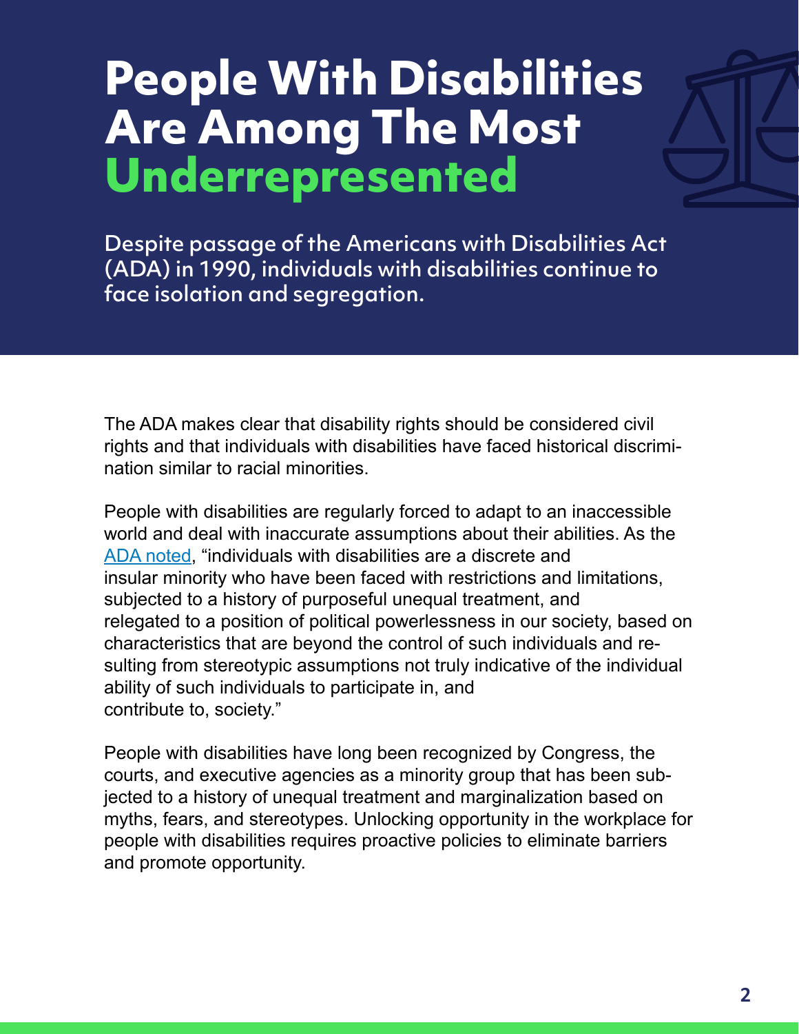# People With Disabilities Are Among The Most Underrepresented

Despite passage of the Americans with Disabilities Act (ADA) in 1990, individuals with disabilities continue to face isolation and segregation.

The ADA makes clear that disability rights should be considered civil rights and that individuals with disabilities have faced historical discrimination similar to racial minorities.

People with disabilities are regularly forced to adapt to an inaccessible world and deal with inaccurate assumptions about their abilities. As the [ADA noted](), "individuals with disabilities are a discrete and insular minority who have been faced with restrictions and limitations, subjected to a history of purposeful unequal treatment, and relegated to a position of political powerlessness in our society, based on characteristics that are beyond the control of such individuals and resulting from stereotypic assumptions not truly indicative of the individual ability of such individuals to participate in, and contribute to, society."

People with disabilities have long been recognized by Congress, the courts, and executive agencies as a minority group that has been subjected to a history of unequal treatment and marginalization based on myths, fears, and stereotypes. Unlocking opportunity in the workplace for people with disabilities requires proactive policies to eliminate barriers and promote opportunity.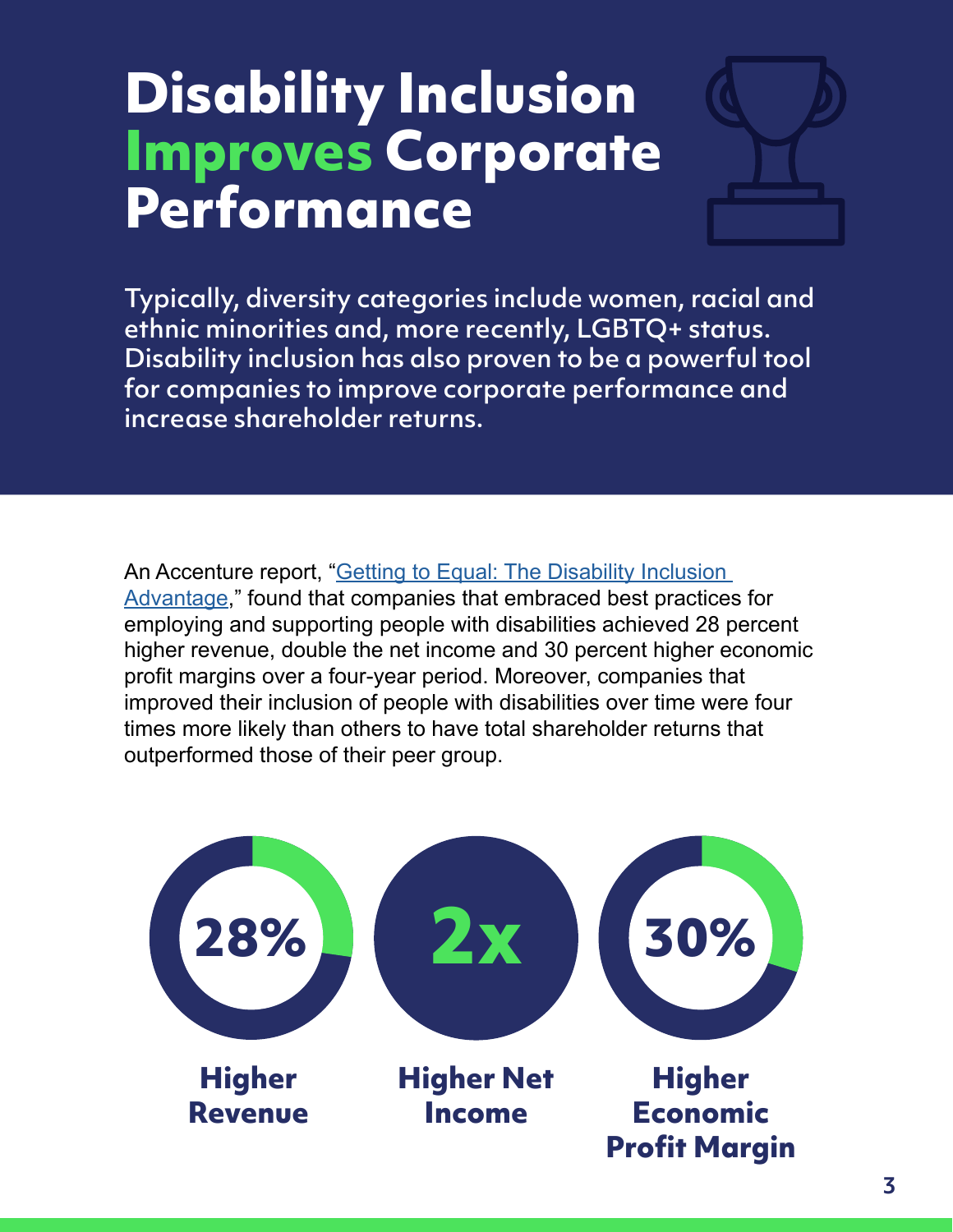# Disability Inclusion Improves Corporate Performance

Typically, diversity categories include women, racial and ethnic minorities and, more recently, LGBTQ+ status. Disability inclusion has also proven to be a powerful tool for companies to improve corporate performance and increase shareholder returns.

An Accenture report, "[Getting to Equal: The Disability Inclusion Advantage](#)," found that companies that embraced best practices for employing and supporting people with disabilities achieved 28 percent higher revenue, double the net income and 30 percent higher economic profit margins over a four-year period. Moreover, companies that improved their inclusion of people with disabilities over time were four times more likely than others to have total shareholder returns that outperformed those of their peer group.

**28%**
**Higher Revenue**

**2x**
**Higher Net Income**

**30%**
**Higher Economic Profit Margin**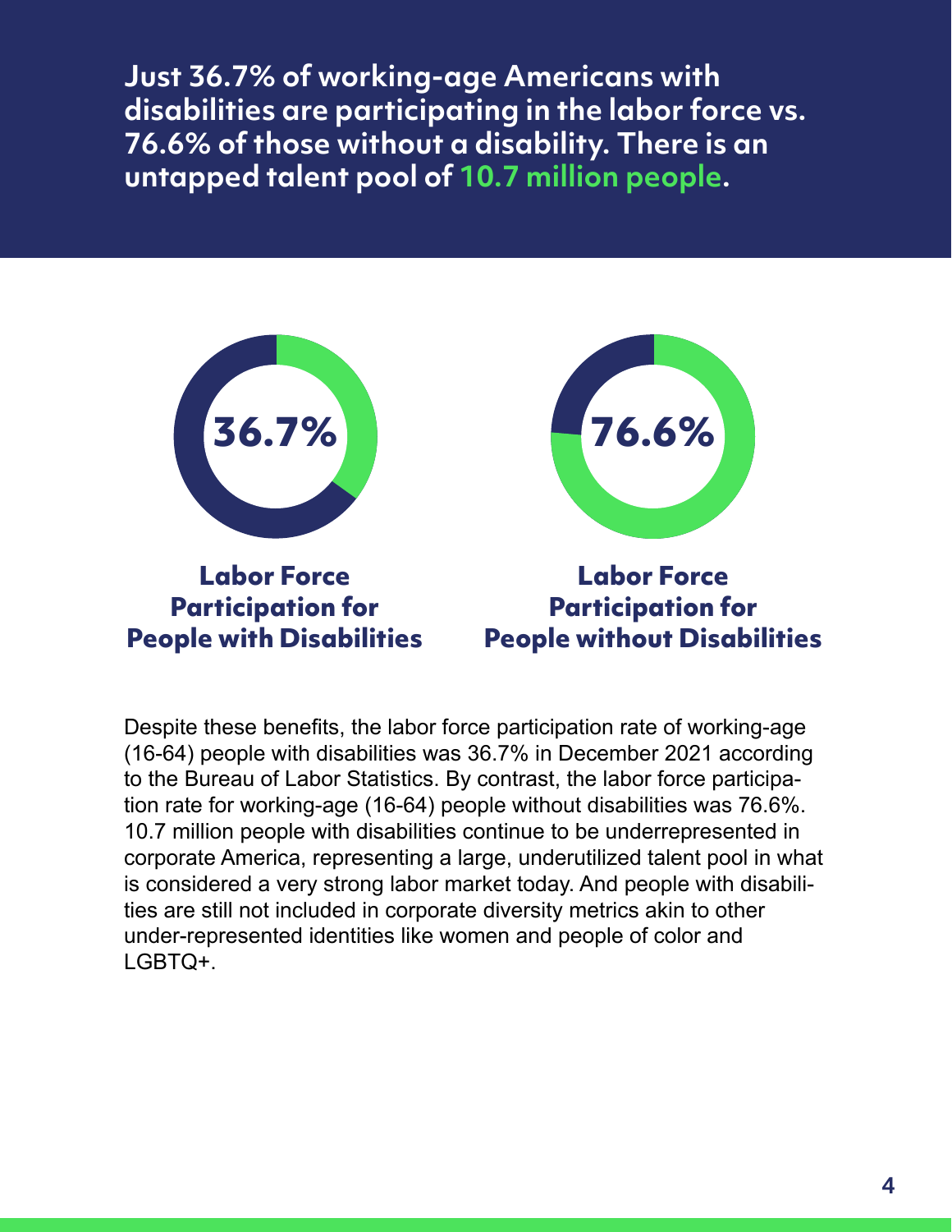## Just 36.7% of working-age Americans with disabilities are participating in the labor force vs. 76.6% of those without a disability. There is an untapped talent pool of 10.7 million people.

**36.7%**

**Labor Force Participation for People with Disabilities**

**76.6%**

**Labor Force Participation for People without Disabilities**

Despite these benefits, the labor force participation rate of working-age (16-64) people with disabilities was 36.7% in December 2021 according to the Bureau of Labor Statistics. By contrast, the labor force participation rate for working-age (16-64) people without disabilities was 76.6%. 10.7 million people with disabilities continue to be underrepresented in corporate America, representing a large, underutilized talent pool in what is considered a very strong labor market today. And people with disabilities are still not included in corporate diversity metrics akin to other under-represented identities like women and people of color and LGBTQ+.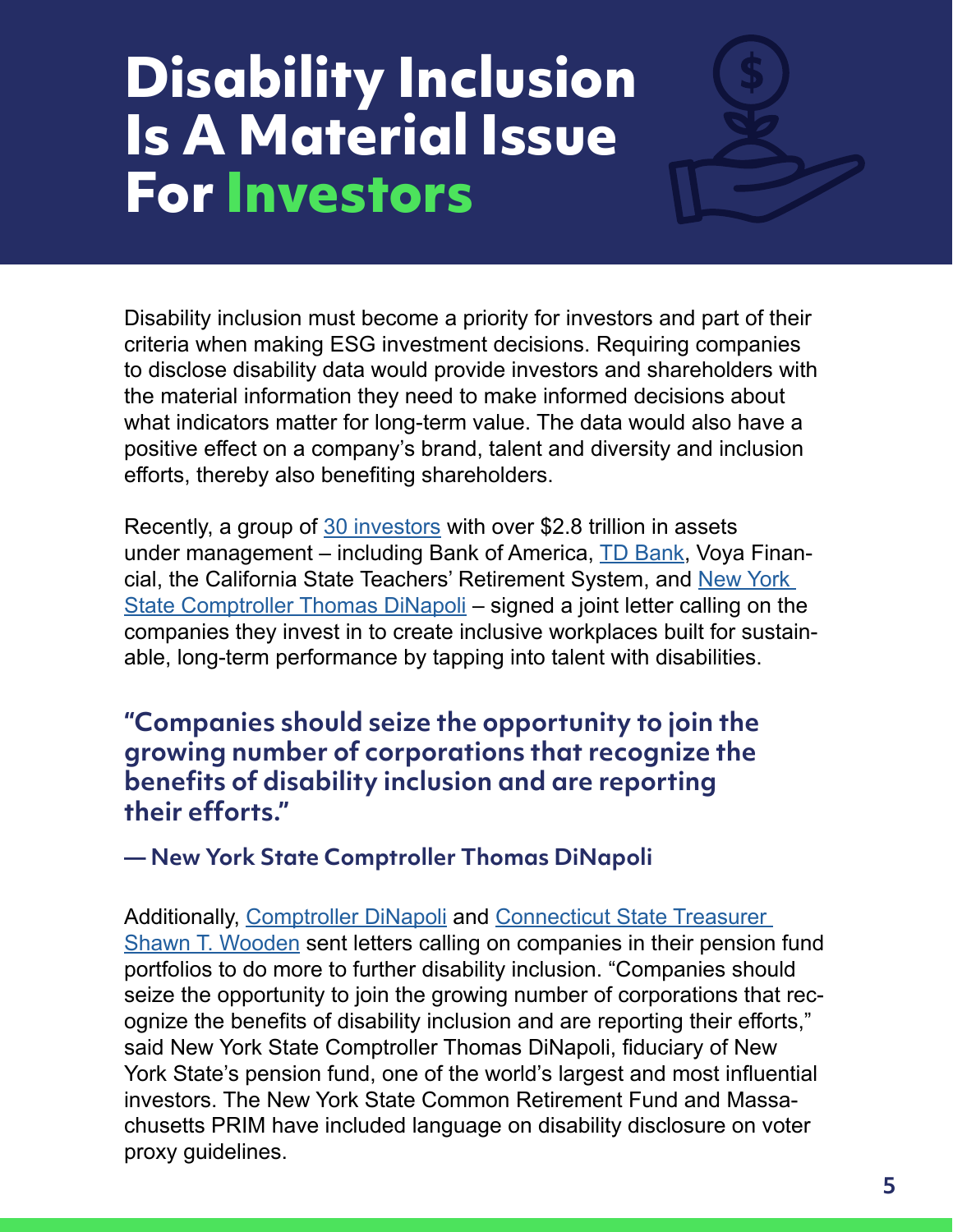# Disability Inclusion Is A Material Issue For Investors

Disability inclusion must become a priority for investors and part of their criteria when making ESG investment decisions. Requiring companies to disclose disability data would provide investors and shareholders with the material information they need to make informed decisions about what indicators matter for long-term value. The data would also have a positive effect on a company's brand, talent and diversity and inclusion efforts, thereby also benefiting shareholders.

Recently, a group of 30 investors with over $2.8 trillion in assets under management – including Bank of America, TD Bank, Voya Financial, the California State Teachers' Retirement System, and New York State Comptroller Thomas DiNapoli – signed a joint letter calling on the companies they invest in to create inclusive workplaces built for sustainable, long-term performance by tapping into talent with disabilities.

> **"Companies should seize the opportunity to join the growing number of corporations that recognize the benefits of disability inclusion and are reporting their efforts."**
>
> **— New York State Comptroller Thomas DiNapoli**

Additionally, Comptroller DiNapoli and Connecticut State Treasurer Shawn T. Wooden sent letters calling on companies in their pension fund portfolios to do more to further disability inclusion. "Companies should seize the opportunity to join the growing number of corporations that recognize the benefits of disability inclusion and are reporting their efforts," said New York State Comptroller Thomas DiNapoli, fiduciary of New York State's pension fund, one of the world's largest and most influential investors. The New York State Common Retirement Fund and Massachusetts PRIM have included language on disability disclosure on voter proxy guidelines.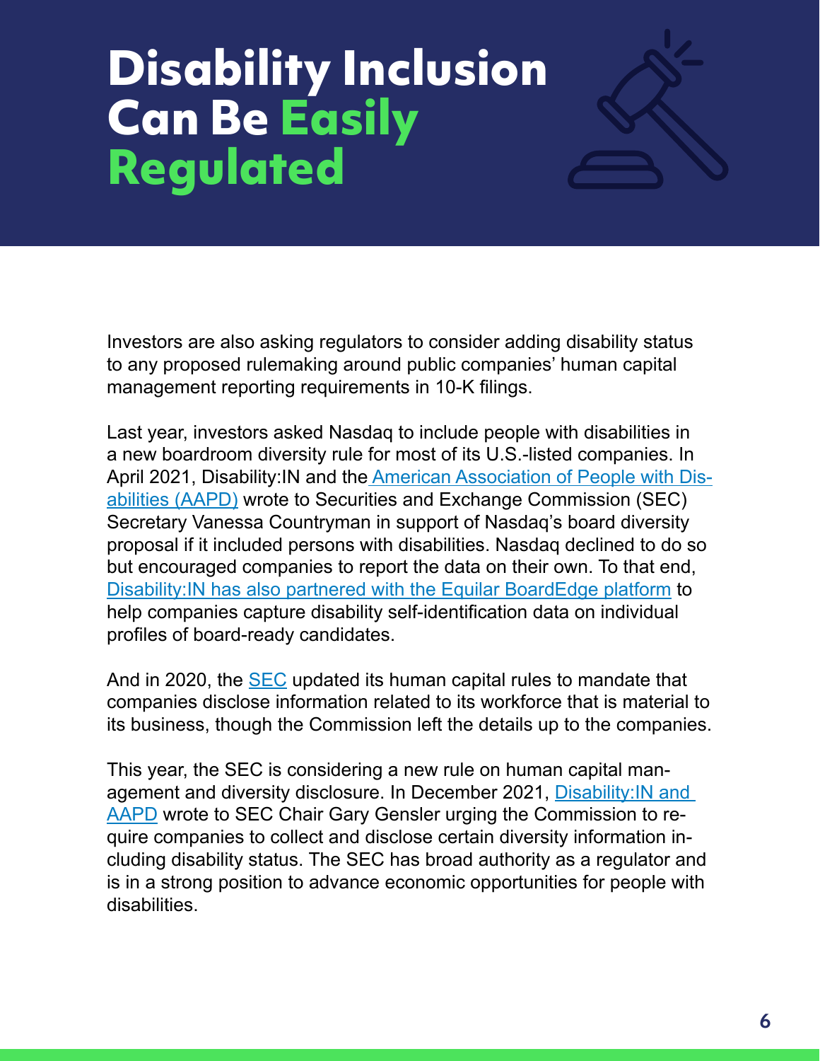# Disability Inclusion Can Be Easily Regulated

Investors are also asking regulators to consider adding disability status to any proposed rulemaking around public companies' human capital management reporting requirements in 10-K filings.

Last year, investors asked Nasdaq to include people with disabilities in a new boardroom diversity rule for most of its U.S.-listed companies. In April 2021, Disability:IN and the American Association of People with Disabilities (AAPD) wrote to Securities and Exchange Commission (SEC) Secretary Vanessa Countryman in support of Nasdaq's board diversity proposal if it included persons with disabilities. Nasdaq declined to do so but encouraged companies to report the data on their own. To that end, Disability:IN has also partnered with the Equilar BoardEdge platform to help companies capture disability self-identification data on individual profiles of board-ready candidates.

And in 2020, the SEC updated its human capital rules to mandate that companies disclose information related to its workforce that is material to its business, though the Commission left the details up to the companies.

This year, the SEC is considering a new rule on human capital management and diversity disclosure. In December 2021, Disability:IN and AAPD wrote to SEC Chair Gary Gensler urging the Commission to require companies to collect and disclose certain diversity information including disability status. The SEC has broad authority as a regulator and is in a strong position to advance economic opportunities for people with disabilities.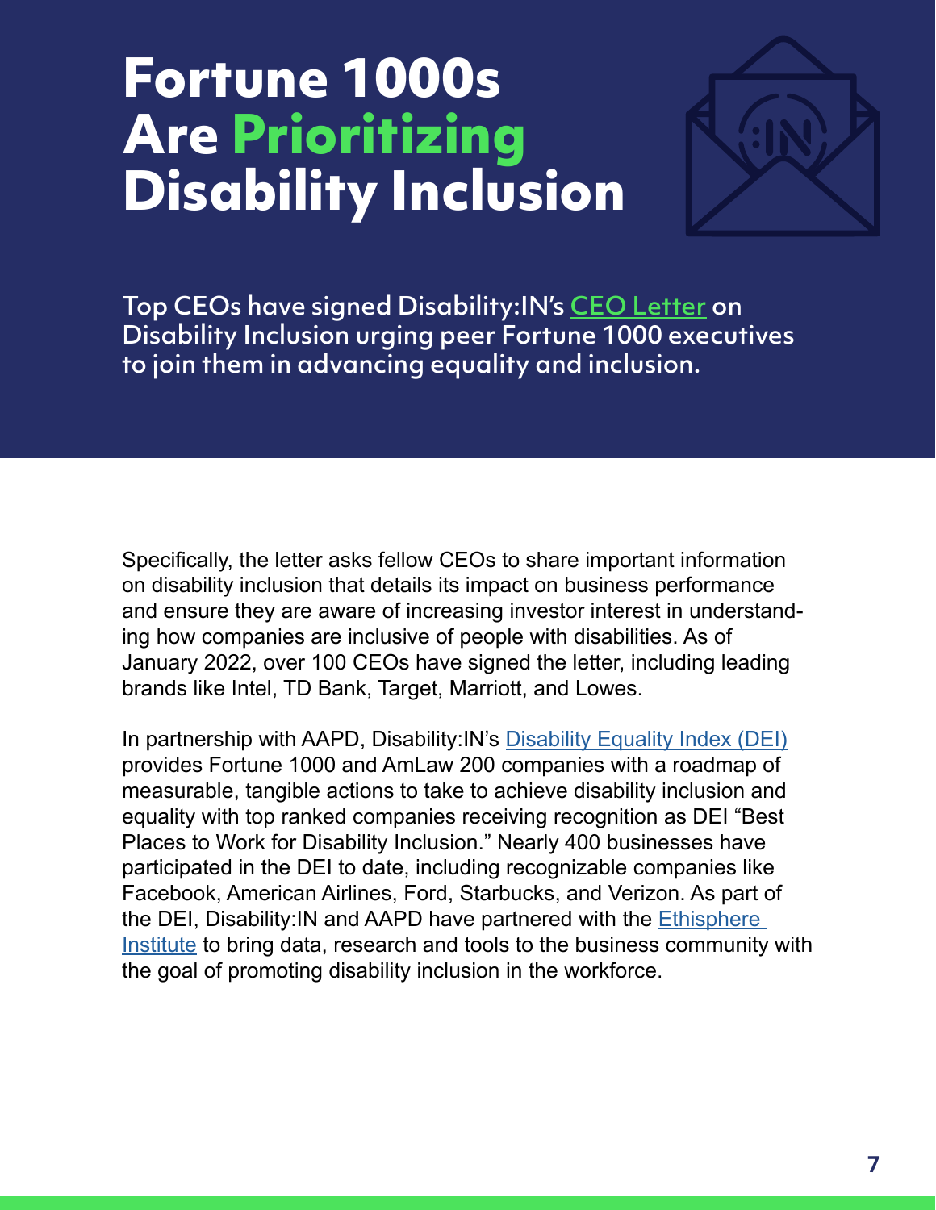# Fortune 1000s Are Prioritizing Disability Inclusion

Top CEOs have signed Disability:IN's CEO Letter on Disability Inclusion urging peer Fortune 1000 executives to join them in advancing equality and inclusion.

Specifically, the letter asks fellow CEOs to share important information on disability inclusion that details its impact on business performance and ensure they are aware of increasing investor interest in understanding how companies are inclusive of people with disabilities. As of January 2022, over 100 CEOs have signed the letter, including leading brands like Intel, TD Bank, Target, Marriott, and Lowes.

In partnership with AAPD, Disability:IN's Disability Equality Index (DEI) provides Fortune 1000 and AmLaw 200 companies with a roadmap of measurable, tangible actions to take to achieve disability inclusion and equality with top ranked companies receiving recognition as DEI "Best Places to Work for Disability Inclusion." Nearly 400 businesses have participated in the DEI to date, including recognizable companies like Facebook, American Airlines, Ford, Starbucks, and Verizon. As part of the DEI, Disability:IN and AAPD have partnered with the Ethisphere Institute to bring data, research and tools to the business community with the goal of promoting disability inclusion in the workforce.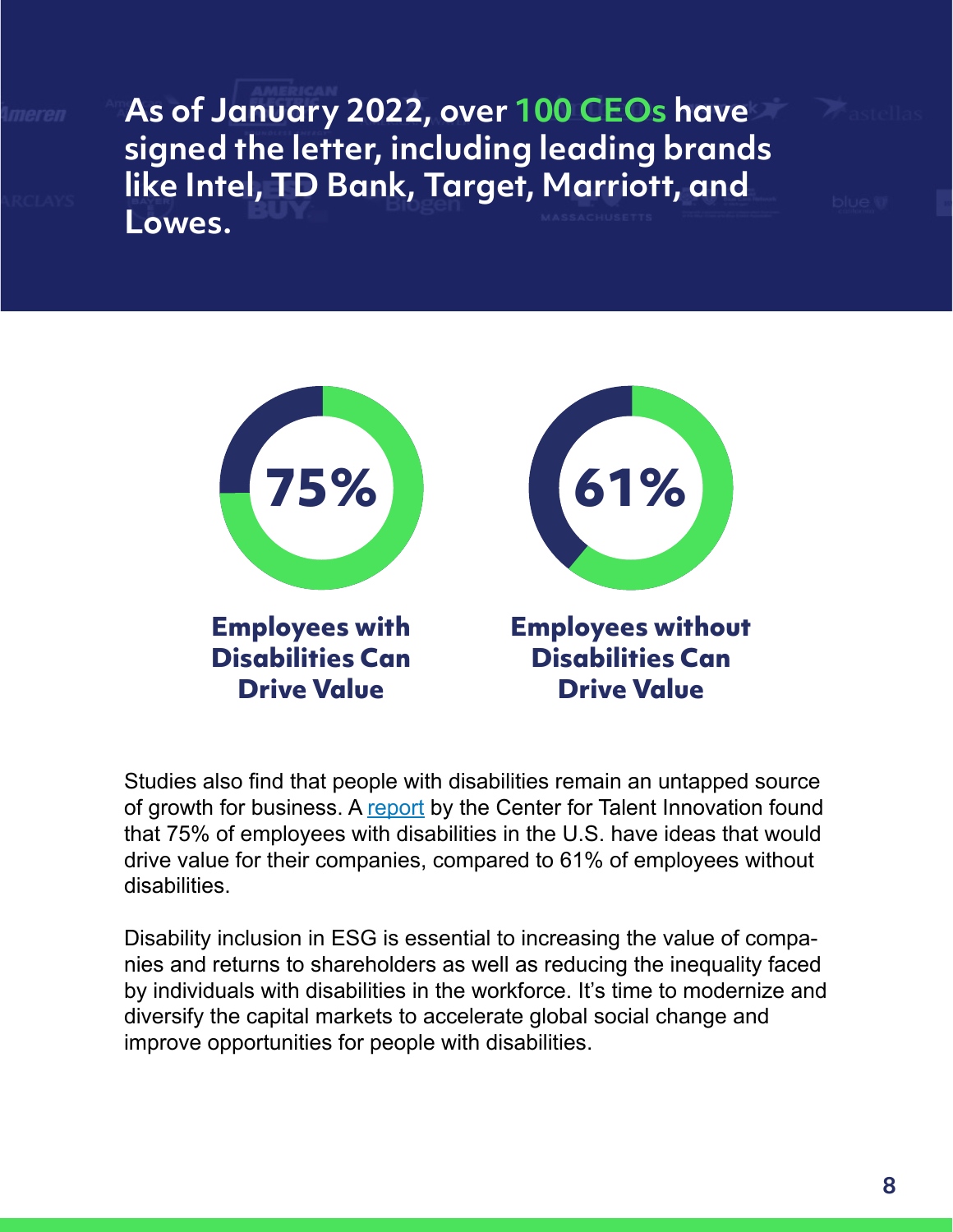**As of January 2022, over 100 CEOs have signed the letter, including leading brands like Intel, TD Bank, Target, Marriott, and Lowes.**

**75%**

**Employees with Disabilities Can Drive Value**

**61%**

**Employees without Disabilities Can Drive Value**

Studies also find that people with disabilities remain an untapped source of growth for business. A [report](report) by the Center for Talent Innovation found that 75% of employees with disabilities in the U.S. have ideas that would drive value for their companies, compared to 61% of employees without disabilities.

Disability inclusion in ESG is essential to increasing the value of companies and returns to shareholders as well as reducing the inequality faced by individuals with disabilities in the workforce. It's time to modernize and diversify the capital markets to accelerate global social change and improve opportunities for people with disabilities.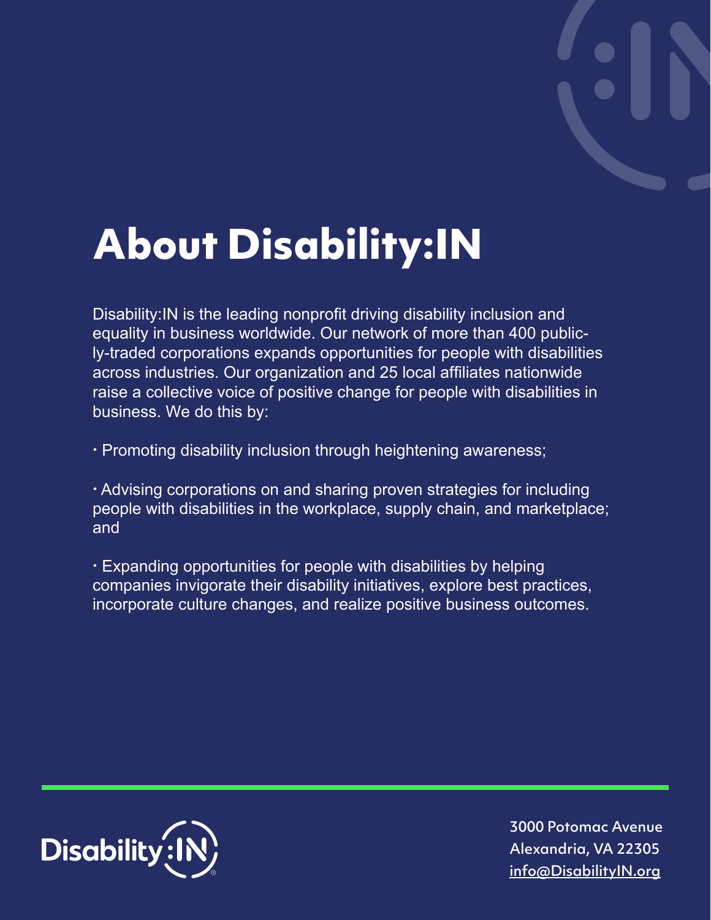# About Disability:IN

Disability:IN is the leading nonprofit driving disability inclusion and equality in business worldwide. Our network of more than 400 publicly-traded corporations expands opportunities for people with disabilities across industries. Our organization and 25 local affiliates nationwide raise a collective voice of positive change for people with disabilities in business. We do this by:

- Promoting disability inclusion through heightening awareness;

- Advising corporations on and sharing proven strategies for including people with disabilities in the workplace, supply chain, and marketplace; and

- Expanding opportunities for people with disabilities by helping companies invigorate their disability initiatives, explore best practices, incorporate culture changes, and realize positive business outcomes.

Disability:IN

3000 Potomac Avenue
Alexandria, VA 22305
info@DisabilityIN.org